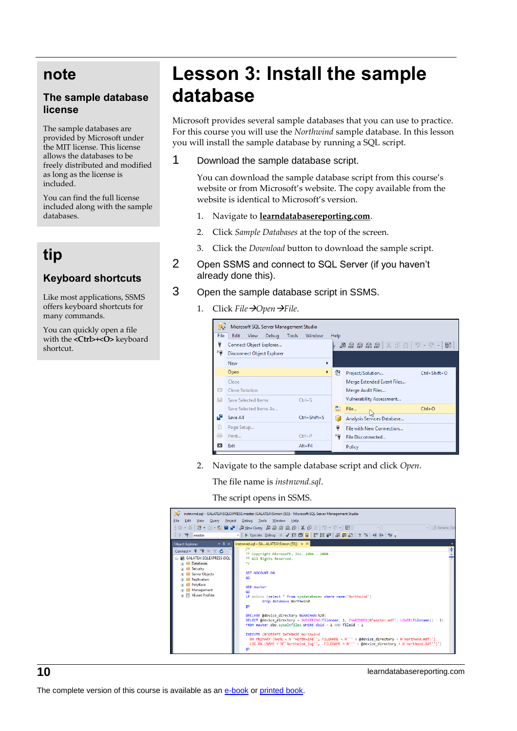## note

### The sample database license

The sample databases are provided by Microsoft under the MIT license. This license allows the databases to be freely distributed and modified as long as the license is included.

You can find the full license included along with the sample databases.

## tip

### Keyboard shortcuts

Like most applications, SSMS offers keyboard shortcuts for many commands.

You can quickly open a file with the **<Ctrl>+<O>** keyboard shortcut.

# Lesson 3: Install the sample database

Microsoft provides several sample databases that you can use to practice. For this course you will use the *Northwind* sample database. In this lesson you will install the sample database by running a SQL script.

1. Download the sample database script.

   You can download the sample database script from this course's website or from Microsoft's website. The copy available from the website is identical to Microsoft's version.

   1. Navigate to **learndatabasereporting.com**.
   2. Click *Sample Databases* at the top of the screen.
   3. Click the *Download* button to download the sample script.

2. Open SSMS and connect to SQL Server (if you haven't already done this).

3. Open the sample database script in SSMS.

   1. Click *File→Open→File*.
   2. Navigate to the sample database script and click *Open*.

      The file name is *instnwnd.sql*.

      The script opens in SSMS.

The complete version of this course is available as an e-book or printed book.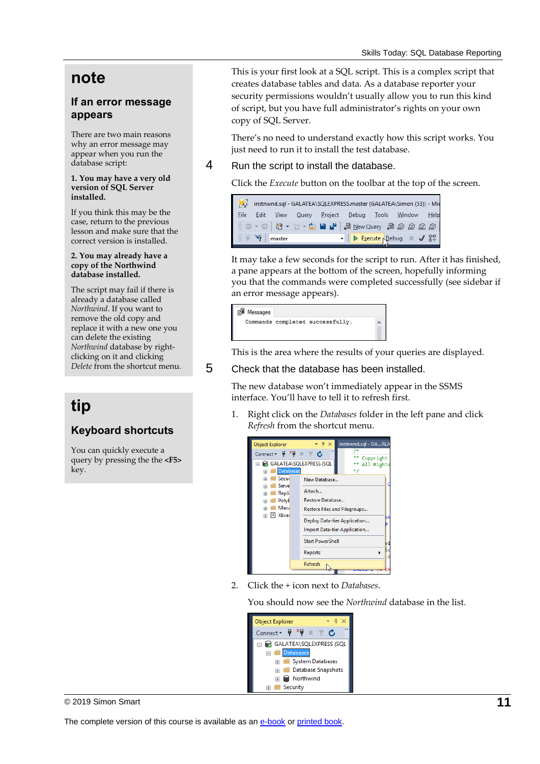## note

### If an error message appears

There are two main reasons why an error message may appear when you run the database script:

**1. You may have a very old version of SQL Server installed.**

If you think this may be the case, return to the previous lesson and make sure that the correct version is installed.

**2. You may already have a copy of the Northwind database installed.**

The script may fail if there is already a database called *Northwind*. If you want to remove the old copy and replace it with a new one you can delete the existing *Northwind* database by right-clicking on it and clicking *Delete* from the shortcut menu.

## tip

### Keyboard shortcuts

You can quickly execute a query by pressing the the **<F5>** key.

This is your first look at a SQL script. This is a complex script that creates database tables and data. As a database reporter your security permissions wouldn't usually allow you to run this kind of script, but you have full administrator's rights on your own copy of SQL Server.

There's no need to understand exactly how this script works. You just need to run it to install the test database.

4 Run the script to install the database.

Click the *Execute* button on the toolbar at the top of the screen.

It may take a few seconds for the script to run. After it has finished, a pane appears at the bottom of the screen, hopefully informing you that the commands were completed successfully (see sidebar if an error message appears).

This is the area where the results of your queries are displayed.

5 Check that the database has been installed.

The new database won't immediately appear in the SSMS interface. You'll have to tell it to refresh first.

1. Right click on the *Databases* folder in the left pane and click *Refresh* from the shortcut menu.

2. Click the + icon next to *Databases*.

   You should now see the *Northwind* database in the list.

© 2019 Simon Smart

The complete version of this course is available as an e-book or printed book.